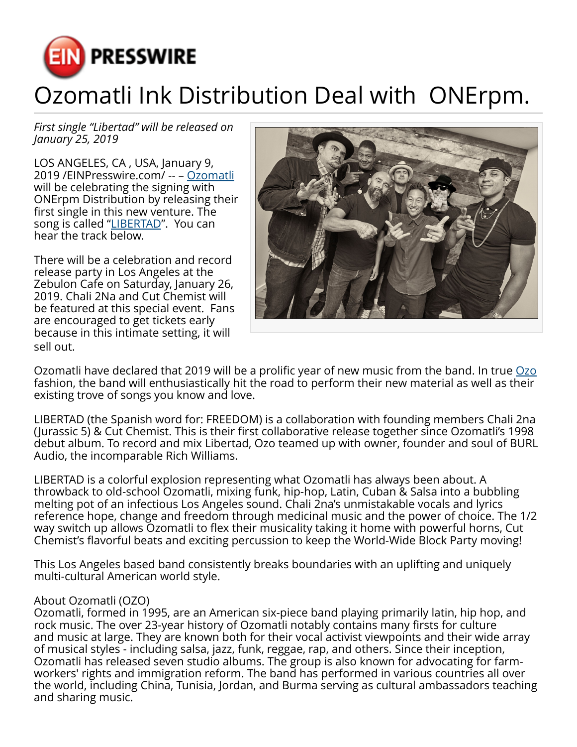# Ozomatli Ink Distribution Deal with ONErpm.

*First single "Libertad" will be released on January 25, 2019*

LOS ANGELES, CA , USA, January 9, 2019 /EINPresswire.com/ -- – Ozomatli will be celebrating the signing with ONErpm Distribution by releasing their first single in this new venture. The song is called "LIBERTAD". You can hear the track below.

There will be a celebration and record release party in Los Angeles at the Zebulon Cafe on Saturday, January 26, 2019. Chali 2Na and Cut Chemist will be featured at this special event. Fans are encouraged to get tickets early because in this intimate setting, it will sell out.

Ozomatli have declared that 2019 will be a prolific year of new music from the band. In true Ozo fashion, the band will enthusiastically hit the road to perform their new material as well as their existing trove of songs you know and love.

LIBERTAD (the Spanish word for: FREEDOM) is a collaboration with founding members Chali 2na (Jurassic 5) & Cut Chemist. This is their first collaborative release together since Ozomatli's 1998 debut album. To record and mix Libertad, Ozo teamed up with owner, founder and soul of BURL Audio, the incomparable Rich Williams.

LIBERTAD is a colorful explosion representing what Ozomatli has always been about. A throwback to old-school Ozomatli, mixing funk, hip-hop, Latin, Cuban & Salsa into a bubbling melting pot of an infectious Los Angeles sound. Chali 2na's unmistakable vocals and lyrics reference hope, change and freedom through medicinal music and the power of choice. The 1/2 way switch up allows Ozomatli to flex their musicality taking it home with powerful horns, Cut Chemist's flavorful beats and exciting percussion to keep the World-Wide Block Party moving!

This Los Angeles based band consistently breaks boundaries with an uplifting and uniquely multi-cultural American world style.

About Ozomatli (OZO)
Ozomatli, formed in 1995, are an American six-piece band playing primarily latin, hip hop, and rock music. The over 23-year history of Ozomatli notably contains many firsts for culture and music at large. They are known both for their vocal activist viewpoints and their wide array of musical styles - including salsa, jazz, funk, reggae, rap, and others. Since their inception, Ozomatli has released seven studio albums. The group is also known for advocating for farm-workers' rights and immigration reform. The band has performed in various countries all over the world, including China, Tunisia, Jordan, and Burma serving as cultural ambassadors teaching and sharing music.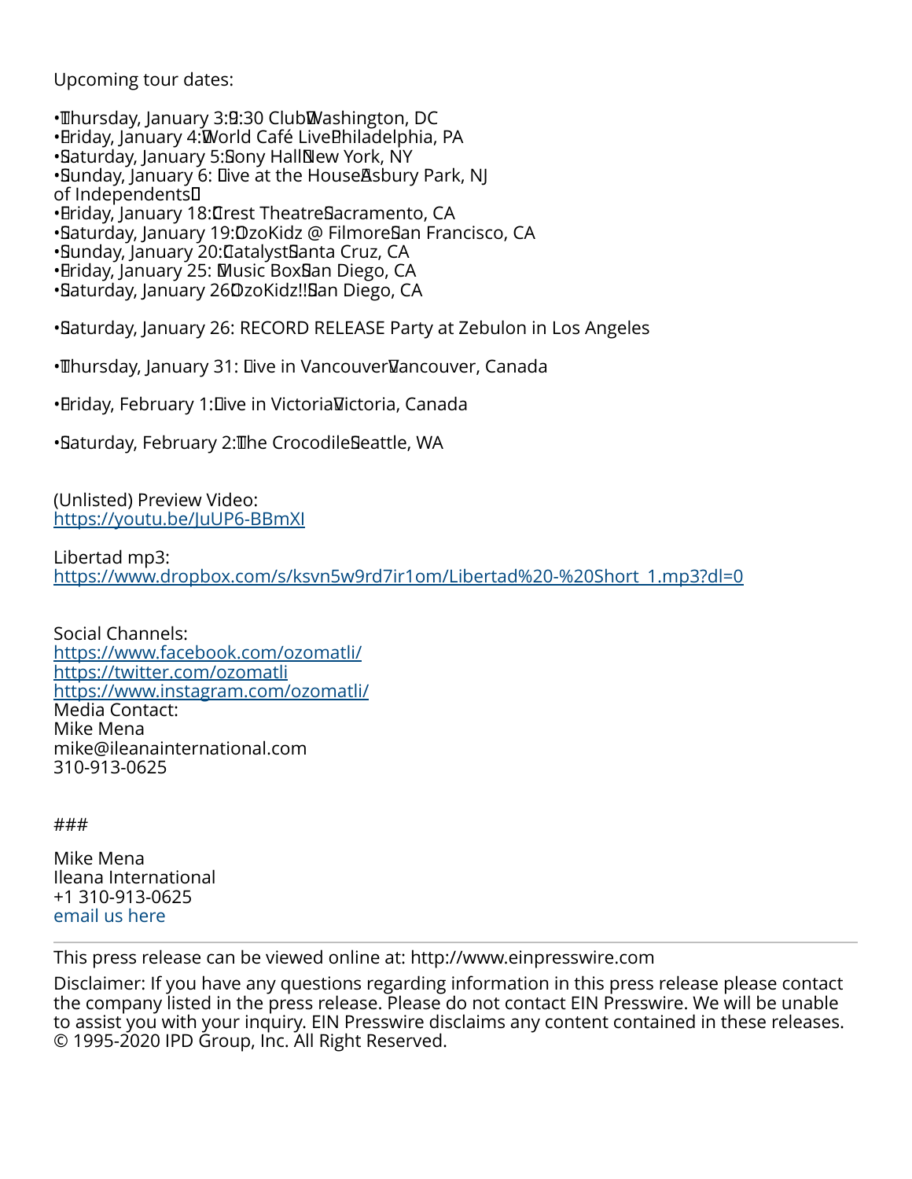Upcoming tour dates:

- Thursday, January 3: 9:30 Club Washington, DC
- Friday, January 4: World Café Live Philadelphia, PA
- Saturday, January 5: Sony Hall New York, NY
- Sunday, January 6: Live at the House Asbury Park, NJ of Independents
- Friday, January 18: Crest Theatre Sacramento, CA
- Saturday, January 19: OzoKidz @ Filmore San Francisco, CA
- Sunday, January 20: Catalyst Santa Cruz, CA
- Friday, January 25: Music Box San Diego, CA
- Saturday, January 26 OzoKidz!! San Diego, CA

- Saturday, January 26: RECORD RELEASE Party at Zebulon in Los Angeles

- Thursday, January 31: Live in Vancouver Vancouver, Canada

- Friday, February 1: Live in Victoria Victoria, Canada

- Saturday, February 2: The Crocodile Seattle, WA

(Unlisted) Preview Video:
https://youtu.be/JuUP6-BBmXI

Libertad mp3:
https://www.dropbox.com/s/ksvn5w9rd7ir1om/Libertad%20-%20Short_1.mp3?dl=0

Social Channels:
https://www.facebook.com/ozomatli/
https://twitter.com/ozomatli
https://www.instagram.com/ozomatli/
Media Contact:
Mike Mena
mike@ileanainternational.com
310-913-0625

###

Mike Mena
Ileana International
+1 310-913-0625
email us here

---

This press release can be viewed online at: http://www.einpresswire.com

Disclaimer: If you have any questions regarding information in this press release please contact the company listed in the press release. Please do not contact EIN Presswire. We will be unable to assist you with your inquiry. EIN Presswire disclaims any content contained in these releases. © 1995-2020 IPD Group, Inc. All Right Reserved.